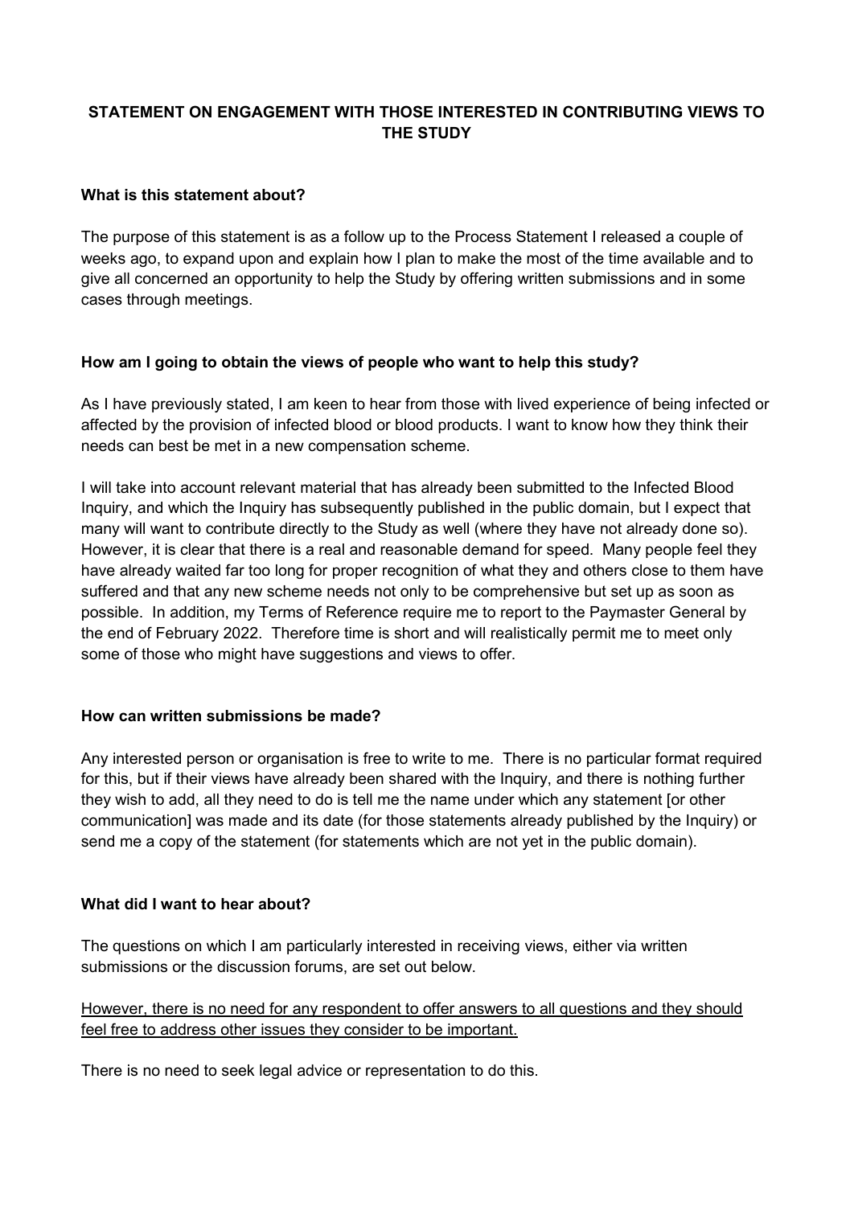# STATEMENT ON ENGAGEMENT WITH THOSE INTERESTED IN CONTRIBUTING VIEWS TO THE STUDY

## What is this statement about?

The purpose of this statement is as a follow up to the Process Statement I released a couple of weeks ago, to expand upon and explain how I plan to make the most of the time available and to give all concerned an opportunity to help the Study by offering written submissions and in some cases through meetings.

## How am I going to obtain the views of people who want to help this study?

As I have previously stated, I am keen to hear from those with lived experience of being infected or affected by the provision of infected blood or blood products. I want to know how they think their needs can best be met in a new compensation scheme.

I will take into account relevant material that has already been submitted to the Infected Blood Inquiry, and which the Inquiry has subsequently published in the public domain, but I expect that many will want to contribute directly to the Study as well (where they have not already done so). However, it is clear that there is a real and reasonable demand for speed. Many people feel they have already waited far too long for proper recognition of what they and others close to them have suffered and that any new scheme needs not only to be comprehensive but set up as soon as possible. In addition, my Terms of Reference require me to report to the Paymaster General by the end of February 2022. Therefore time is short and will realistically permit me to meet only some of those who might have suggestions and views to offer.

## How can written submissions be made?

Any interested person or organisation is free to write to me. There is no particular format required for this, but if their views have already been shared with the Inquiry, and there is nothing further they wish to add, all they need to do is tell me the name under which any statement [or other communication] was made and its date (for those statements already published by the Inquiry) or send me a copy of the statement (for statements which are not yet in the public domain).

## What did I want to hear about?

The questions on which I am particularly interested in receiving views, either via written submissions or the discussion forums, are set out below.

<u>However, there is no need for any respondent to offer answers to all questions and they should feel free to address other issues they consider to be important.</u>

There is no need to seek legal advice or representation to do this.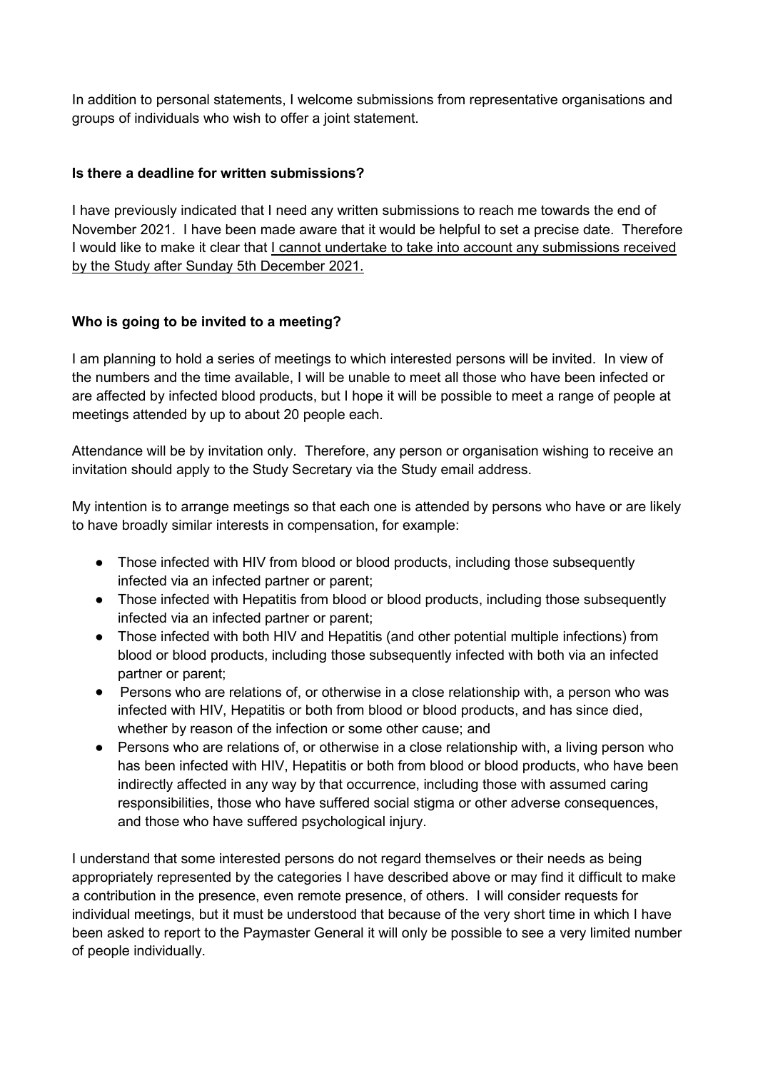In addition to personal statements, I welcome submissions from representative organisations and groups of individuals who wish to offer a joint statement.

### Is there a deadline for written submissions?

I have previously indicated that I need any written submissions to reach me towards the end of November 2021. I have been made aware that it would be helpful to set a precise date. Therefore I would like to make it clear that <u>I cannot undertake to take into account any submissions received by the Study after Sunday 5th December 2021.</u>

### Who is going to be invited to a meeting?

I am planning to hold a series of meetings to which interested persons will be invited. In view of the numbers and the time available, I will be unable to meet all those who have been infected or are affected by infected blood products, but I hope it will be possible to meet a range of people at meetings attended by up to about 20 people each.

Attendance will be by invitation only. Therefore, any person or organisation wishing to receive an invitation should apply to the Study Secretary via the Study email address.

My intention is to arrange meetings so that each one is attended by persons who have or are likely to have broadly similar interests in compensation, for example:

- Those infected with HIV from blood or blood products, including those subsequently infected via an infected partner or parent;
- Those infected with Hepatitis from blood or blood products, including those subsequently infected via an infected partner or parent;
- Those infected with both HIV and Hepatitis (and other potential multiple infections) from blood or blood products, including those subsequently infected with both via an infected partner or parent;
- Persons who are relations of, or otherwise in a close relationship with, a person who was infected with HIV, Hepatitis or both from blood or blood products, and has since died, whether by reason of the infection or some other cause; and
- Persons who are relations of, or otherwise in a close relationship with, a living person who has been infected with HIV, Hepatitis or both from blood or blood products, who have been indirectly affected in any way by that occurrence, including those with assumed caring responsibilities, those who have suffered social stigma or other adverse consequences, and those who have suffered psychological injury.

I understand that some interested persons do not regard themselves or their needs as being appropriately represented by the categories I have described above or may find it difficult to make a contribution in the presence, even remote presence, of others. I will consider requests for individual meetings, but it must be understood that because of the very short time in which I have been asked to report to the Paymaster General it will only be possible to see a very limited number of people individually.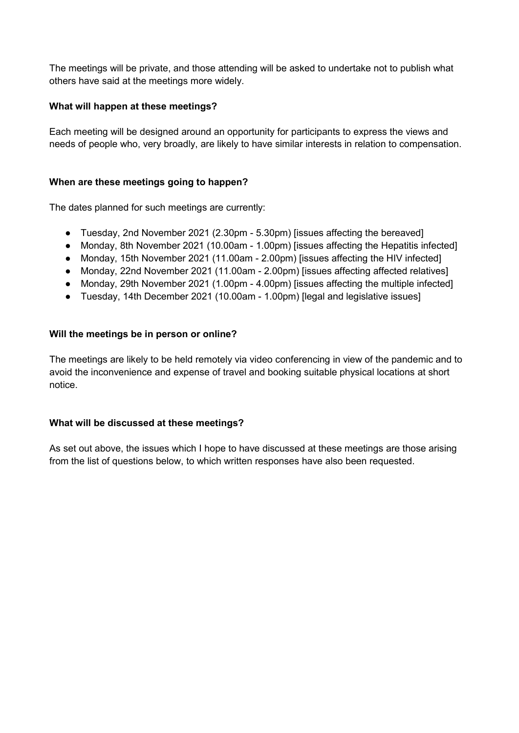The meetings will be private, and those attending will be asked to undertake not to publish what others have said at the meetings more widely.

**What will happen at these meetings?**

Each meeting will be designed around an opportunity for participants to express the views and needs of people who, very broadly, are likely to have similar interests in relation to compensation.

**When are these meetings going to happen?**

The dates planned for such meetings are currently:

- Tuesday, 2nd November 2021 (2.30pm - 5.30pm) [issues affecting the bereaved]
- Monday, 8th November 2021 (10.00am - 1.00pm) [issues affecting the Hepatitis infected]
- Monday, 15th November 2021 (11.00am - 2.00pm) [issues affecting the HIV infected]
- Monday, 22nd November 2021 (11.00am - 2.00pm) [issues affecting affected relatives]
- Monday, 29th November 2021 (1.00pm - 4.00pm) [issues affecting the multiple infected]
- Tuesday, 14th December 2021 (10.00am - 1.00pm) [legal and legislative issues]

**Will the meetings be in person or online?**

The meetings are likely to be held remotely via video conferencing in view of the pandemic and to avoid the inconvenience and expense of travel and booking suitable physical locations at short notice.

**What will be discussed at these meetings?**

As set out above, the issues which I hope to have discussed at these meetings are those arising from the list of questions below, to which written responses have also been requested.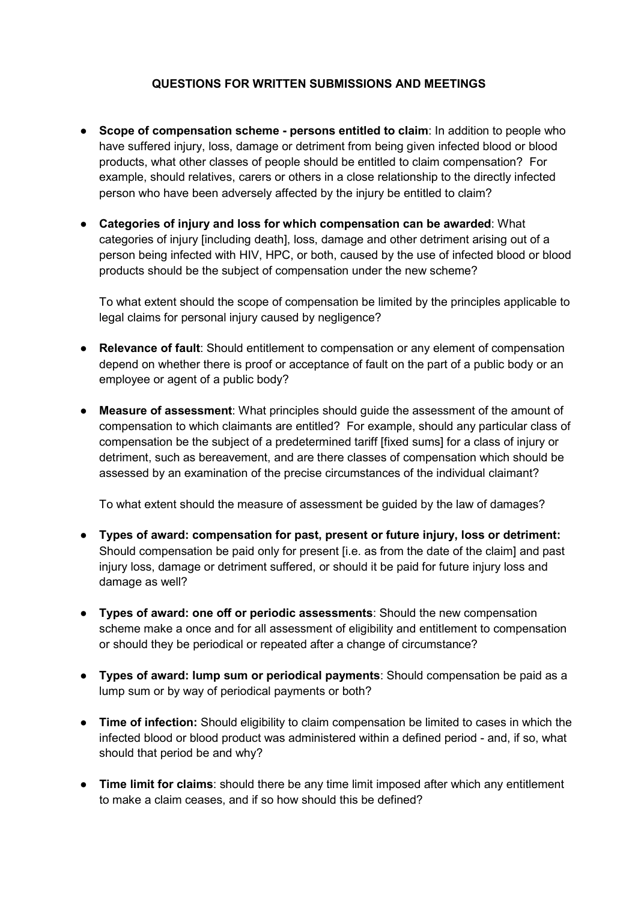**QUESTIONS FOR WRITTEN SUBMISSIONS AND MEETINGS**

- **Scope of compensation scheme - persons entitled to claim**: In addition to people who have suffered injury, loss, damage or detriment from being given infected blood or blood products, what other classes of people should be entitled to claim compensation? For example, should relatives, carers or others in a close relationship to the directly infected person who have been adversely affected by the injury be entitled to claim?

- **Categories of injury and loss for which compensation can be awarded**: What categories of injury [including death], loss, damage and other detriment arising out of a person being infected with HIV, HPC, or both, caused by the use of infected blood or blood products should be the subject of compensation under the new scheme?

  To what extent should the scope of compensation be limited by the principles applicable to legal claims for personal injury caused by negligence?

- **Relevance of fault**: Should entitlement to compensation or any element of compensation depend on whether there is proof or acceptance of fault on the part of a public body or an employee or agent of a public body?

- **Measure of assessment**: What principles should guide the assessment of the amount of compensation to which claimants are entitled? For example, should any particular class of compensation be the subject of a predetermined tariff [fixed sums] for a class of injury or detriment, such as bereavement, and are there classes of compensation which should be assessed by an examination of the precise circumstances of the individual claimant?

  To what extent should the measure of assessment be guided by the law of damages?

- **Types of award: compensation for past, present or future injury, loss or detriment:** Should compensation be paid only for present [i.e. as from the date of the claim] and past injury loss, damage or detriment suffered, or should it be paid for future injury loss and damage as well?

- **Types of award: one off or periodic assessments**: Should the new compensation scheme make a once and for all assessment of eligibility and entitlement to compensation or should they be periodical or repeated after a change of circumstance?

- **Types of award: lump sum or periodical payments**: Should compensation be paid as a lump sum or by way of periodical payments or both?

- **Time of infection:** Should eligibility to claim compensation be limited to cases in which the infected blood or blood product was administered within a defined period - and, if so, what should that period be and why?

- **Time limit for claims**: should there be any time limit imposed after which any entitlement to make a claim ceases, and if so how should this be defined?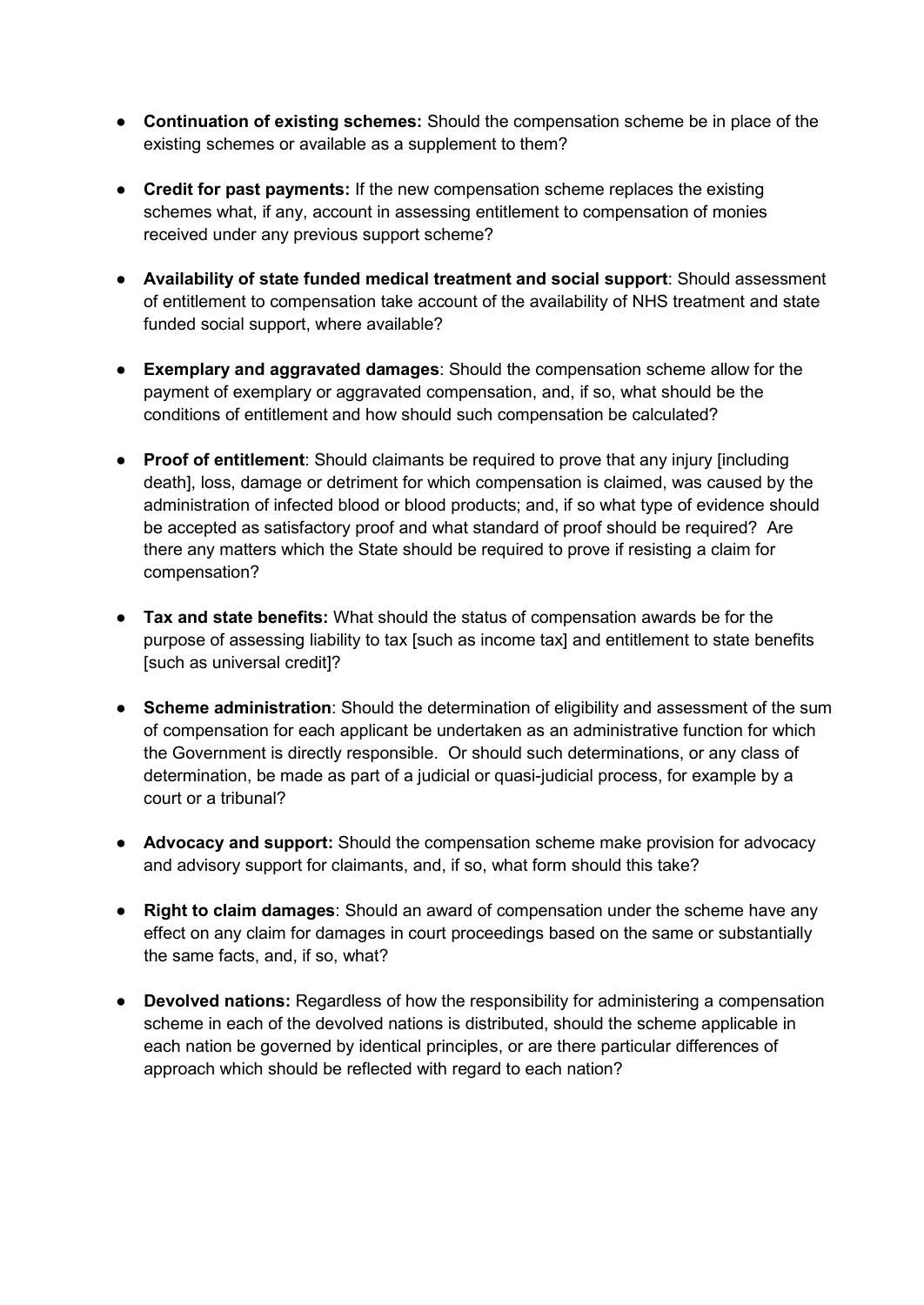- **Continuation of existing schemes:** Should the compensation scheme be in place of the existing schemes or available as a supplement to them?

- **Credit for past payments:** If the new compensation scheme replaces the existing schemes what, if any, account in assessing entitlement to compensation of monies received under any previous support scheme?

- **Availability of state funded medical treatment and social support**: Should assessment of entitlement to compensation take account of the availability of NHS treatment and state funded social support, where available?

- **Exemplary and aggravated damages**: Should the compensation scheme allow for the payment of exemplary or aggravated compensation, and, if so, what should be the conditions of entitlement and how should such compensation be calculated?

- **Proof of entitlement**: Should claimants be required to prove that any injury [including death], loss, damage or detriment for which compensation is claimed, was caused by the administration of infected blood or blood products; and, if so what type of evidence should be accepted as satisfactory proof and what standard of proof should be required? Are there any matters which the State should be required to prove if resisting a claim for compensation?

- **Tax and state benefits:** What should the status of compensation awards be for the purpose of assessing liability to tax [such as income tax] and entitlement to state benefits [such as universal credit]?

- **Scheme administration**: Should the determination of eligibility and assessment of the sum of compensation for each applicant be undertaken as an administrative function for which the Government is directly responsible. Or should such determinations, or any class of determination, be made as part of a judicial or quasi-judicial process, for example by a court or a tribunal?

- **Advocacy and support:** Should the compensation scheme make provision for advocacy and advisory support for claimants, and, if so, what form should this take?

- **Right to claim damages**: Should an award of compensation under the scheme have any effect on any claim for damages in court proceedings based on the same or substantially the same facts, and, if so, what?

- **Devolved nations:** Regardless of how the responsibility for administering a compensation scheme in each of the devolved nations is distributed, should the scheme applicable in each nation be governed by identical principles, or are there particular differences of approach which should be reflected with regard to each nation?